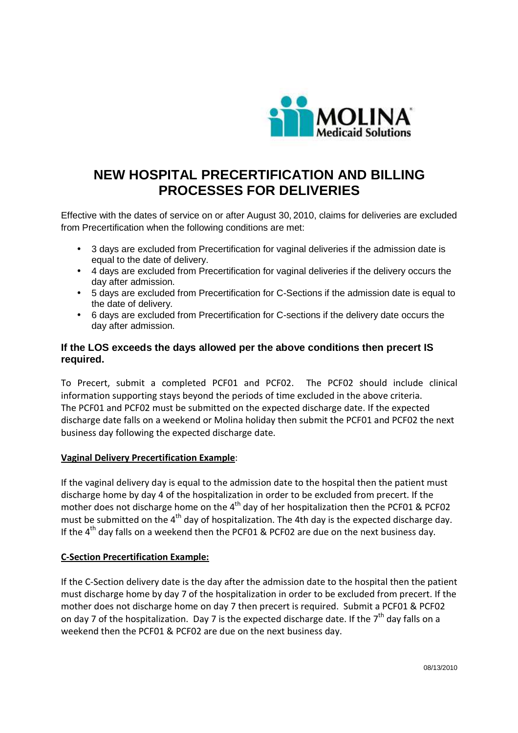# NEW HOSPITAL PRECERTIFICATION AND BILLING PROCESSES FOR DELIVERIES

Effective with the dates of service on or after August 30, 2010, claims for deliveries are excluded from Precertification when the following conditions are met:

- 3 days are excluded from Precertification for vaginal deliveries if the admission date is equal to the date of delivery.
- 4 days are excluded from Precertification for vaginal deliveries if the delivery occurs the day after admission.
- 5 days are excluded from Precertification for C-Sections if the admission date is equal to the date of delivery.
- 6 days are excluded from Precertification for C-sections if the delivery date occurs the day after admission.

### If the LOS exceeds the days allowed per the above conditions then precert IS required.

To Precert, submit a completed PCF01 and PCF02. The PCF02 should include clinical information supporting stays beyond the periods of time excluded in the above criteria. The PCF01 and PCF02 must be submitted on the expected discharge date. If the expected discharge date falls on a weekend or Molina holiday then submit the PCF01 and PCF02 the next business day following the expected discharge date.

**Vaginal Delivery Precertification Example**:

If the vaginal delivery day is equal to the admission date to the hospital then the patient must discharge home by day 4 of the hospitalization in order to be excluded from precert. If the mother does not discharge home on the 4th day of her hospitalization then the PCF01 & PCF02 must be submitted on the 4th day of hospitalization. The 4th day is the expected discharge day. If the 4th day falls on a weekend then the PCF01 & PCF02 are due on the next business day.

**C-Section Precertification Example:**

If the C-Section delivery date is the day after the admission date to the hospital then the patient must discharge home by day 7 of the hospitalization in order to be excluded from precert. If the mother does not discharge home on day 7 then precert is required. Submit a PCF01 & PCF02 on day 7 of the hospitalization. Day 7 is the expected discharge date. If the 7th day falls on a weekend then the PCF01 & PCF02 are due on the next business day.

08/13/2010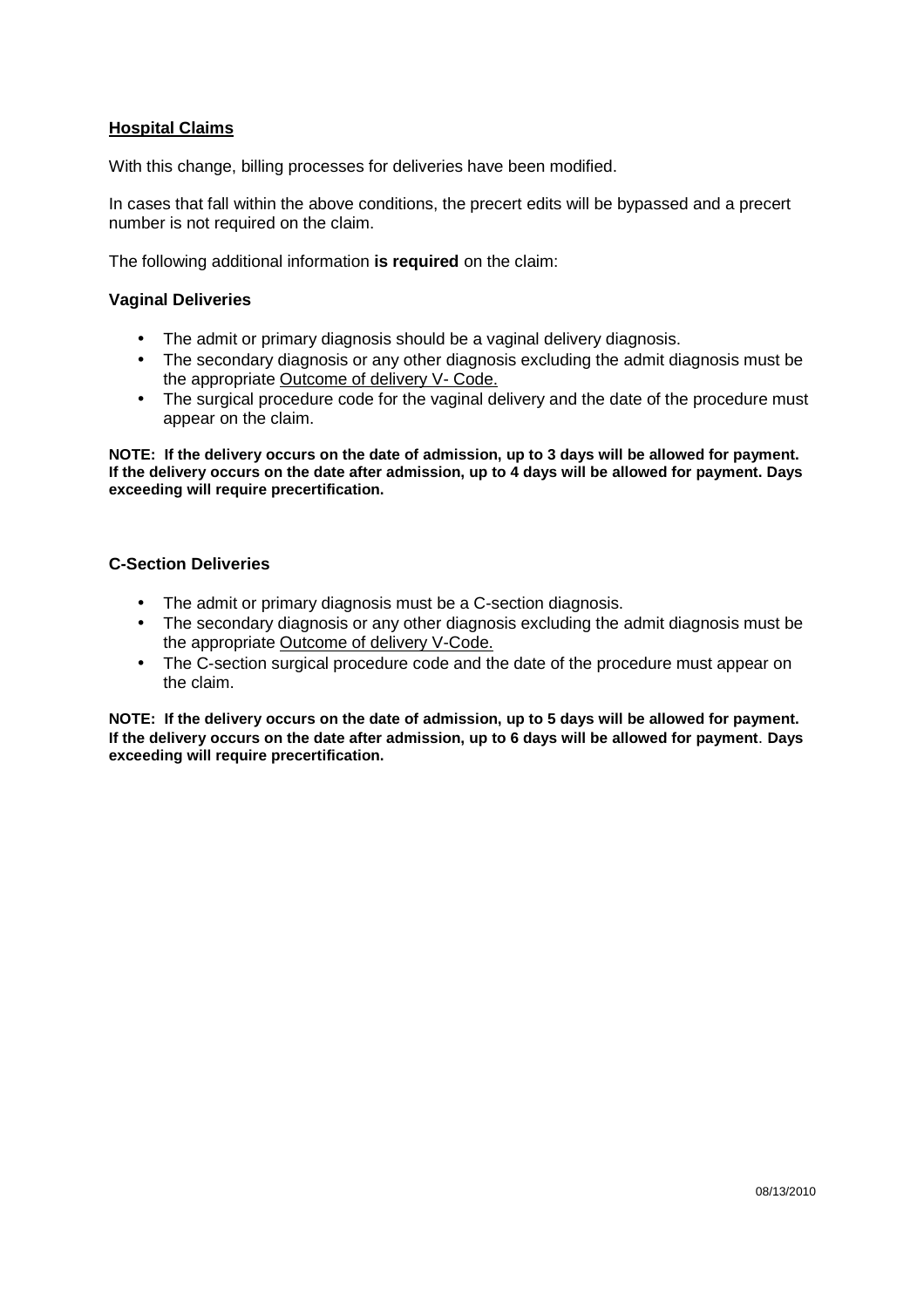## Hospital Claims

With this change, billing processes for deliveries have been modified.

In cases that fall within the above conditions, the precert edits will be bypassed and a precert number is not required on the claim.

The following additional information **is required** on the claim:

### Vaginal Deliveries

- The admit or primary diagnosis should be a vaginal delivery diagnosis.
- The secondary diagnosis or any other diagnosis excluding the admit diagnosis must be the appropriate Outcome of delivery V- Code.
- The surgical procedure code for the vaginal delivery and the date of the procedure must appear on the claim.

**NOTE: If the delivery occurs on the date of admission, up to 3 days will be allowed for payment. If the delivery occurs on the date after admission, up to 4 days will be allowed for payment. Days exceeding will require precertification.**

### C-Section Deliveries

- The admit or primary diagnosis must be a C-section diagnosis.
- The secondary diagnosis or any other diagnosis excluding the admit diagnosis must be the appropriate Outcome of delivery V-Code.
- The C-section surgical procedure code and the date of the procedure must appear on the claim.

**NOTE: If the delivery occurs on the date of admission, up to 5 days will be allowed for payment. If the delivery occurs on the date after admission, up to 6 days will be allowed for payment. Days exceeding will require precertification.**

08/13/2010